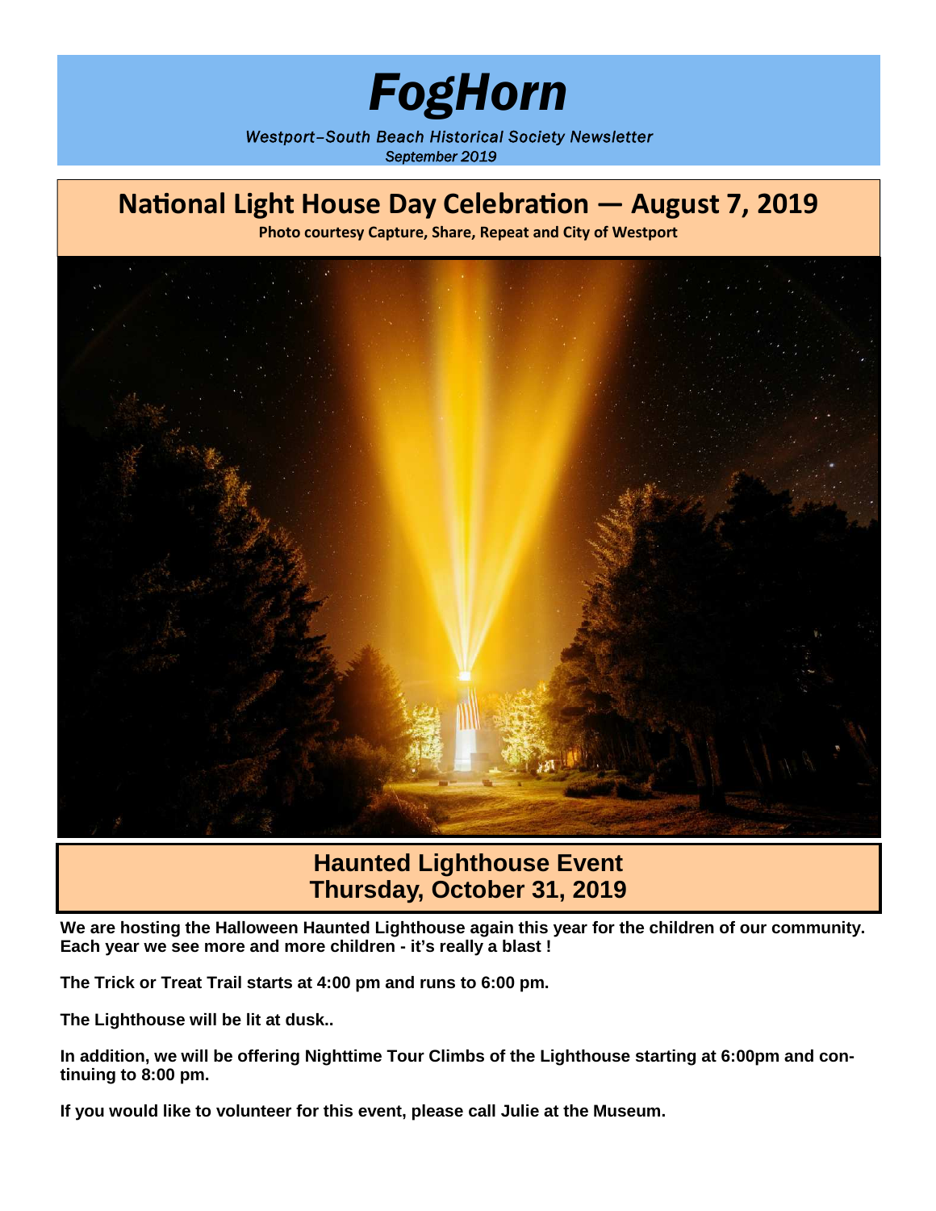# *FogHorn*

*Westport–South Beach Historical Society Newsletter*
*September 2019*

## National Light House Day Celebration — August 7, 2019

**Photo courtesy Capture, Share, Repeat and City of Westport**

## Haunted Lighthouse Event
## Thursday, October 31, 2019

**We are hosting the Halloween Haunted Lighthouse again this year for the children of our community. Each year we see more and more children - it's really a blast !**

**The Trick or Treat Trail starts at 4:00 pm and runs to 6:00 pm.**

**The Lighthouse will be lit at dusk..**

**In addition, we will be offering Nighttime Tour Climbs of the Lighthouse starting at 6:00pm and continuing to 8:00 pm.**

**If you would like to volunteer for this event, please call Julie at the Museum.**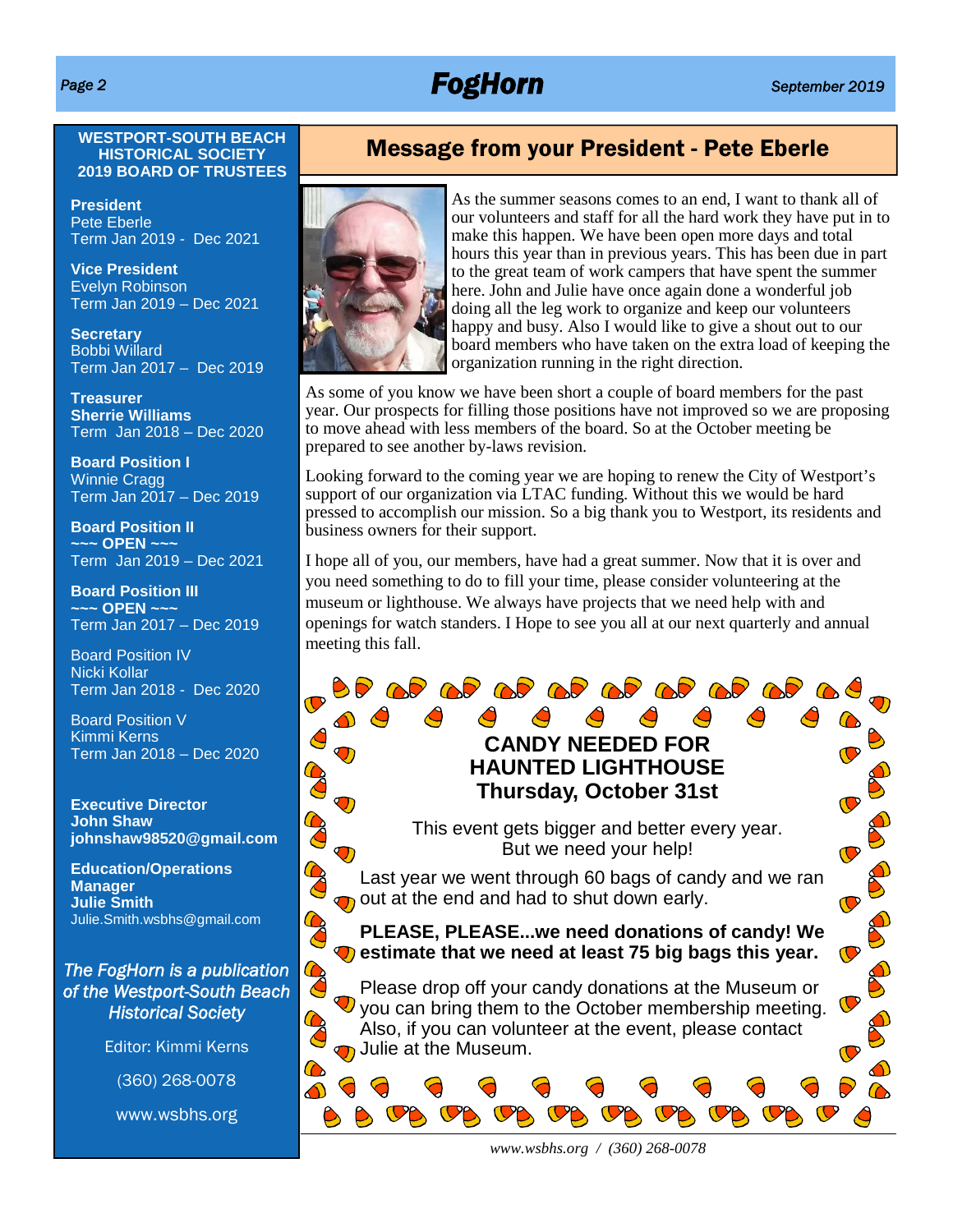**WESTPORT-SOUTH BEACH HISTORICAL SOCIETY 2019 BOARD OF TRUSTEES**

**President**
Pete Eberle
Term Jan 2019 - Dec 2021

**Vice President**
Evelyn Robinson
Term Jan 2019 – Dec 2021

**Secretary**
Bobbi Willard
Term Jan 2017 – Dec 2019

**Treasurer**
**Sherrie Williams**
Term Jan 2018 – Dec 2020

**Board Position I**
Winnie Cragg
Term Jan 2017 – Dec 2019

**Board Position II**
**~~~ OPEN ~~~**
Term Jan 2019 – Dec 2021

**Board Position III**
**~~~ OPEN ~~~**
Term Jan 2017 – Dec 2019

Board Position IV
Nicki Kollar
Term Jan 2018 - Dec 2020

Board Position V
Kimmi Kerns
Term Jan 2018 – Dec 2020

**Executive Director**
**John Shaw**
**johnshaw98520@gmail.com**

**Education/Operations Manager**
**Julie Smith**
Julie.Smith.wsbhs@gmail.com

*The FogHorn is a publication of the Westport-South Beach Historical Society*

Editor: Kimmi Kerns

(360) 268-0078

www.wsbhs.org

## Message from your President - Pete Eberle

As the summer seasons comes to an end, I want to thank all of our volunteers and staff for all the hard work they have put in to make this happen. We have been open more days and total hours this year than in previous years. This has been due in part to the great team of work campers that have spent the summer here. John and Julie have once again done a wonderful job doing all the leg work to organize and keep our volunteers happy and busy. Also I would like to give a shout out to our board members who have taken on the extra load of keeping the organization running in the right direction.

As some of you know we have been short a couple of board members for the past year. Our prospects for filling those positions have not improved so we are proposing to move ahead with less members of the board. So at the October meeting be prepared to see another by-laws revision.

Looking forward to the coming year we are hoping to renew the City of Westport's support of our organization via LTAC funding. Without this we would be hard pressed to accomplish our mission. So a big thank you to Westport, its residents and business owners for their support.

I hope all of you, our members, have had a great summer. Now that it is over and you need something to do to fill your time, please consider volunteering at the museum or lighthouse. We always have projects that we need help with and openings for watch standers. I Hope to see you all at our next quarterly and annual meeting this fall.

### CANDY NEEDED FOR HAUNTED LIGHTHOUSE Thursday, October 31st

This event gets bigger and better every year. But we need your help!

Last year we went through 60 bags of candy and we ran out at the end and had to shut down early.

**PLEASE, PLEASE...we need donations of candy! We estimate that we need at least 75 big bags this year.**

Please drop off your candy donations at the Museum or you can bring them to the October membership meeting. Also, if you can volunteer at the event, please contact Julie at the Museum.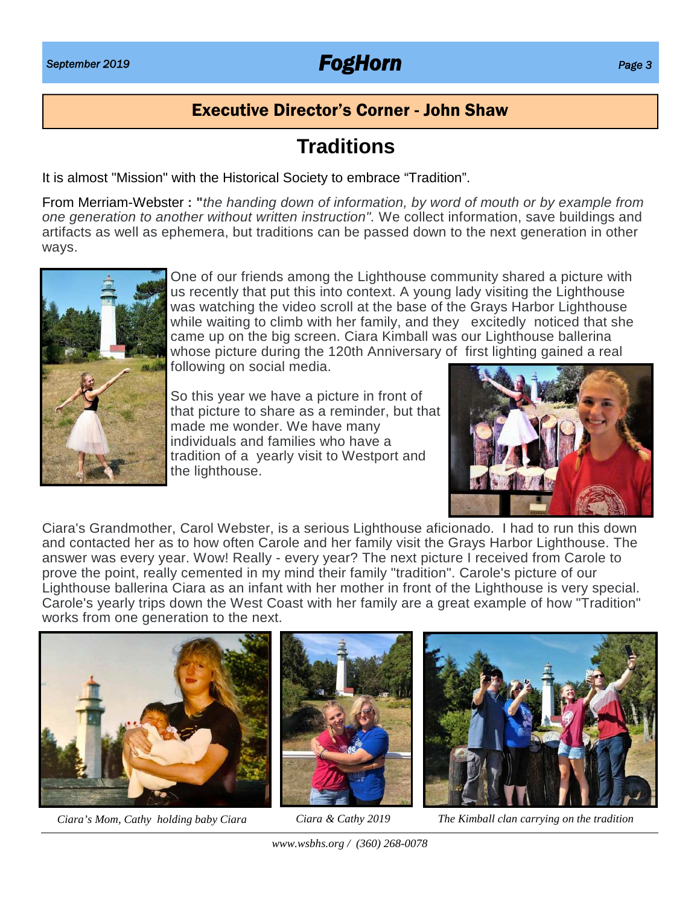## Executive Director's Corner - John Shaw

# Traditions

It is almost "Mission" with the Historical Society to embrace "Tradition".

From Merriam-Webster **: "***the handing down of information, by word of mouth or by example from one generation to another without written instruction".* We collect information, save buildings and artifacts as well as ephemera, but traditions can be passed down to the next generation in other ways.

One of our friends among the Lighthouse community shared a picture with us recently that put this into context. A young lady visiting the Lighthouse was watching the video scroll at the base of the Grays Harbor Lighthouse while waiting to climb with her family, and they excitedly noticed that she came up on the big screen. Ciara Kimball was our Lighthouse ballerina whose picture during the 120th Anniversary of first lighting gained a real following on social media.

So this year we have a picture in front of that picture to share as a reminder, but that made me wonder. We have many individuals and families who have a tradition of a yearly visit to Westport and the lighthouse.

Ciara's Grandmother, Carol Webster, is a serious Lighthouse aficionado. I had to run this down and contacted her as to how often Carole and her family visit the Grays Harbor Lighthouse. The answer was every year. Wow! Really - every year? The next picture I received from Carole to prove the point, really cemented in my mind their family "tradition". Carole's picture of our Lighthouse ballerina Ciara as an infant with her mother in front of the Lighthouse is very special. Carole's yearly trips down the West Coast with her family are a great example of how "Tradition" works from one generation to the next.

*Ciara's Mom, Cathy holding baby Ciara*

*Ciara & Cathy 2019*

*The Kimball clan carrying on the tradition*

*www.wsbhs.org / (360) 268-0078*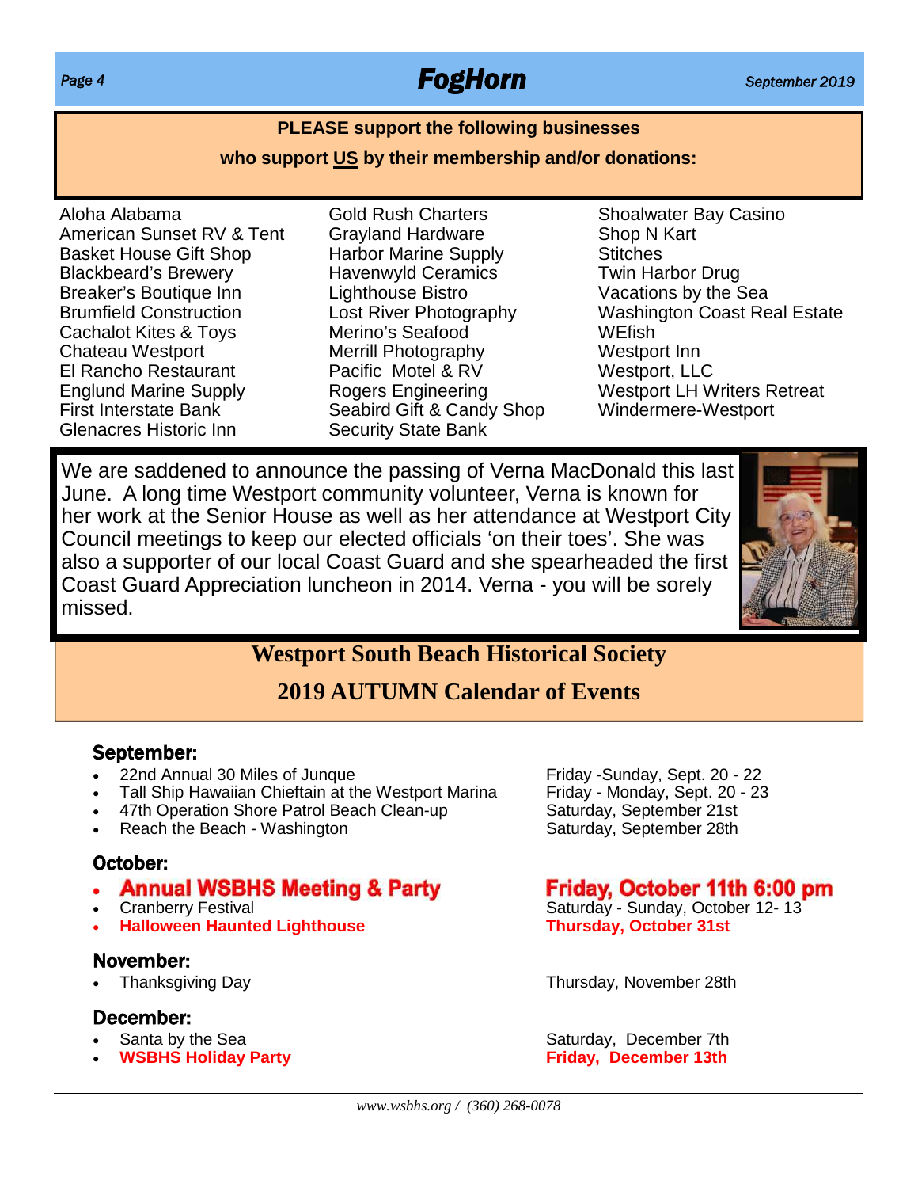**PLEASE support the following businesses**

**who support US by their membership and/or donations:**

- Aloha Alabama
- American Sunset RV & Tent
- Basket House Gift Shop
- Blackbeard's Brewery
- Breaker's Boutique Inn
- Brumfield Construction
- Cachalot Kites & Toys
- Chateau Westport
- El Rancho Restaurant
- Englund Marine Supply
- First Interstate Bank
- Glenacres Historic Inn
- Gold Rush Charters
- Grayland Hardware
- Harbor Marine Supply
- Havenwyld Ceramics
- Lighthouse Bistro
- Lost River Photography
- Merino's Seafood
- Merrill Photography
- Pacific Motel & RV
- Rogers Engineering
- Seabird Gift & Candy Shop
- Security State Bank
- Shoalwater Bay Casino
- Shop N Kart
- Stitches
- Twin Harbor Drug
- Vacations by the Sea
- Washington Coast Real Estate
- WEfish
- Westport Inn
- Westport, LLC
- Westport LH Writers Retreat
- Windermere-Westport

We are saddened to announce the passing of Verna MacDonald this last June. A long time Westport community volunteer, Verna is known for her work at the Senior House as well as her attendance at Westport City Council meetings to keep our elected officials 'on their toes'. She was also a supporter of our local Coast Guard and she spearheaded the first Coast Guard Appreciation luncheon in 2014. Verna - you will be sorely missed.

## Westport South Beach Historical Society

## 2019 AUTUMN Calendar of Events

### September:

- 22nd Annual 30 Miles of Junque — Friday -Sunday, Sept. 20 - 22
- Tall Ship Hawaiian Chieftain at the Westport Marina — Friday - Monday, Sept. 20 - 23
- 47th Operation Shore Patrol Beach Clean-up — Saturday, September 21st
- Reach the Beach - Washington — Saturday, September 28th

### October:

- **Annual WSBHS Meeting & Party** — **Friday, October 11th 6:00 pm**
- Cranberry Festival — Saturday - Sunday, October 12- 13
- **Halloween Haunted Lighthouse** — **Thursday, October 31st**

### November:

- Thanksgiving Day — Thursday, November 28th

### December:

- Santa by the Sea — Saturday, December 7th
- **WSBHS Holiday Party** — **Friday, December 13th**

*www.wsbhs.org / (360) 268-0078*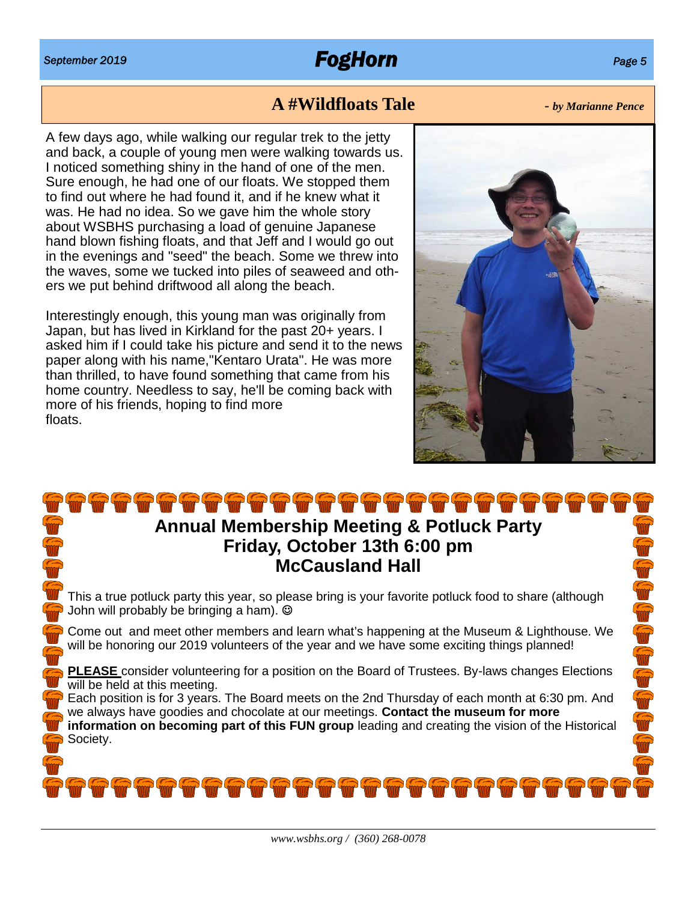## A #Wildfloats Tale

*- by Marianne Pence*

A few days ago, while walking our regular trek to the jetty and back, a couple of young men were walking towards us. I noticed something shiny in the hand of one of the men. Sure enough, he had one of our floats. We stopped them to find out where he had found it, and if he knew what it was. He had no idea. So we gave him the whole story about WSBHS purchasing a load of genuine Japanese hand blown fishing floats, and that Jeff and I would go out in the evenings and "seed" the beach. Some we threw into the waves, some we tucked into piles of seaweed and others we put behind driftwood all along the beach.

Interestingly enough, this young man was originally from Japan, but has lived in Kirkland for the past 20+ years. I asked him if I could take his picture and send it to the news paper along with his name,"Kentaro Urata". He was more than thrilled, to have found something that came from his home country. Needless to say, he'll be coming back with more of his friends, hoping to find more floats.

## Annual Membership Meeting & Potluck Party
## Friday, October 13th 6:00 pm
## McCausland Hall

This a true potluck party this year, so please bring is your favorite potluck food to share (although John will probably be bringing a ham). ☺

Come out and meet other members and learn what's happening at the Museum & Lighthouse. We will be honoring our 2019 volunteers of the year and we have some exciting things planned!

**PLEASE** consider volunteering for a position on the Board of Trustees. By-laws changes Elections will be held at this meeting.
Each position is for 3 years. The Board meets on the 2nd Thursday of each month at 6:30 pm. And we always have goodies and chocolate at our meetings. **Contact the museum for more information on becoming part of this FUN group** leading and creating the vision of the Historical Society.

*www.wsbhs.org / (360) 268-0078*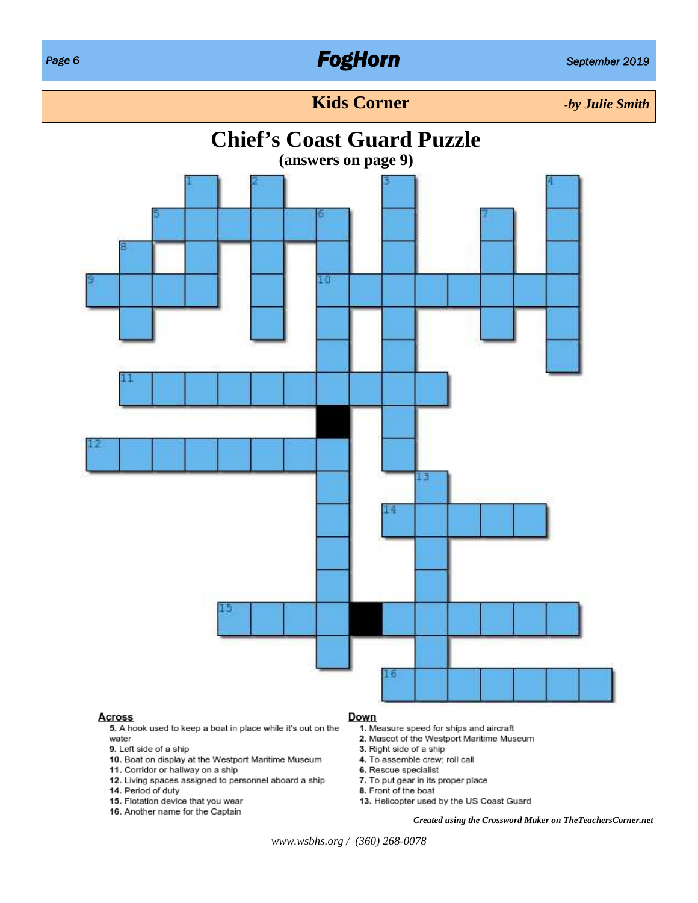## Kids Corner

*-by Julie Smith*

# Chief's Coast Guard Puzzle

**(answers on page 9)**

### Across

5. A hook used to keep a boat in place while it's out on the water
9. Left side of a ship
10. Boat on display at the Westport Maritime Museum
11. Corridor or hallway on a ship
12. Living spaces assigned to personnel aboard a ship
14. Period of duty
15. Flotation device that you wear
16. Another name for the Captain

### Down

1. Measure speed for ships and aircraft
2. Mascot of the Westport Maritime Museum
3. Right side of a ship
4. To assemble crew; roll call
6. Rescue specialist
7. To put gear in its proper place
8. Front of the boat
13. Helicopter used by the US Coast Guard

*Created using the Crossword Maker on TheTeachersCorner.net*

*www.wsbhs.org / (360) 268-0078*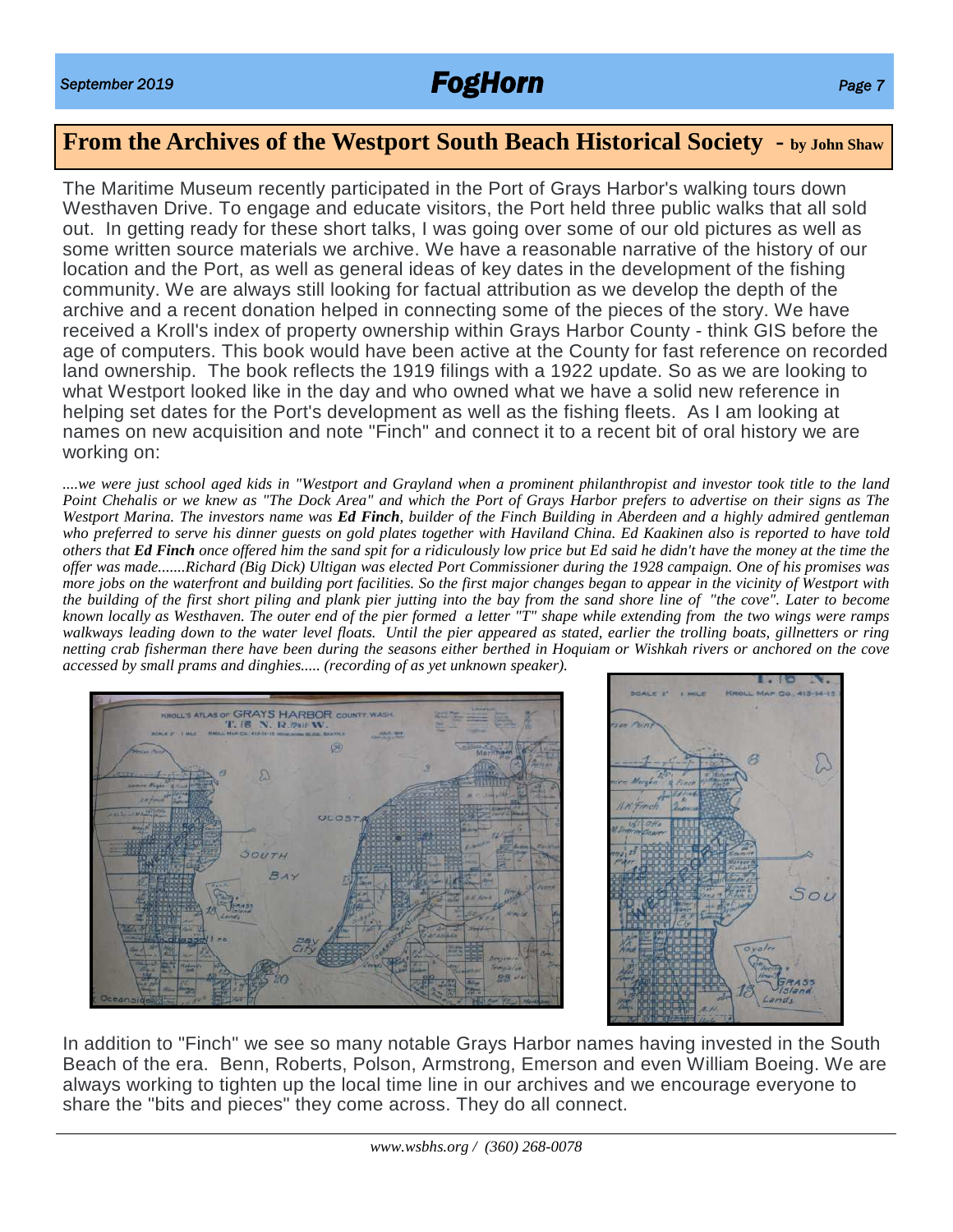## From the Archives of the Westport South Beach Historical Society - by John Shaw

The Maritime Museum recently participated in the Port of Grays Harbor's walking tours down Westhaven Drive. To engage and educate visitors, the Port held three public walks that all sold out. In getting ready for these short talks, I was going over some of our old pictures as well as some written source materials we archive. We have a reasonable narrative of the history of our location and the Port, as well as general ideas of key dates in the development of the fishing community. We are always still looking for factual attribution as we develop the depth of the archive and a recent donation helped in connecting some of the pieces of the story. We have received a Kroll's index of property ownership within Grays Harbor County - think GIS before the age of computers. This book would have been active at the County for fast reference on recorded land ownership. The book reflects the 1919 filings with a 1922 update. So as we are looking to what Westport looked like in the day and who owned what we have a solid new reference in helping set dates for the Port's development as well as the fishing fleets. As I am looking at names on new acquisition and note "Finch" and connect it to a recent bit of oral history we are working on:

*....we were just school aged kids in "Westport and Grayland when a prominent philanthropist and investor took title to the land Point Chehalis or we knew as "The Dock Area" and which the Port of Grays Harbor prefers to advertise on their signs as The Westport Marina. The investors name was **Ed Finch**, builder of the Finch Building in Aberdeen and a highly admired gentleman who preferred to serve his dinner guests on gold plates together with Haviland China. Ed Kaakinen also is reported to have told others that **Ed Finch** once offered him the sand spit for a ridiculously low price but Ed said he didn't have the money at the time the offer was made.......Richard (Big Dick) Ultigan was elected Port Commissioner during the 1928 campaign. One of his promises was more jobs on the waterfront and building port facilities. So the first major changes began to appear in the vicinity of Westport with the building of the first short piling and plank pier jutting into the bay from the sand shore line of "the cove". Later to become known locally as Westhaven. The outer end of the pier formed a letter "T" shape while extending from the two wings were ramps walkways leading down to the water level floats. Until the pier appeared as stated, earlier the trolling boats, gillnetters or ring netting crab fisherman there have been during the seasons either berthed in Hoquiam or Wishkah rivers or anchored on the cove accessed by small prams and dinghies..... (recording of as yet unknown speaker).*

In addition to "Finch" we see so many notable Grays Harbor names having invested in the South Beach of the era. Benn, Roberts, Polson, Armstrong, Emerson and even William Boeing. We are always working to tighten up the local time line in our archives and we encourage everyone to share the "bits and pieces" they come across. They do all connect.

*www.wsbhs.org / (360) 268-0078*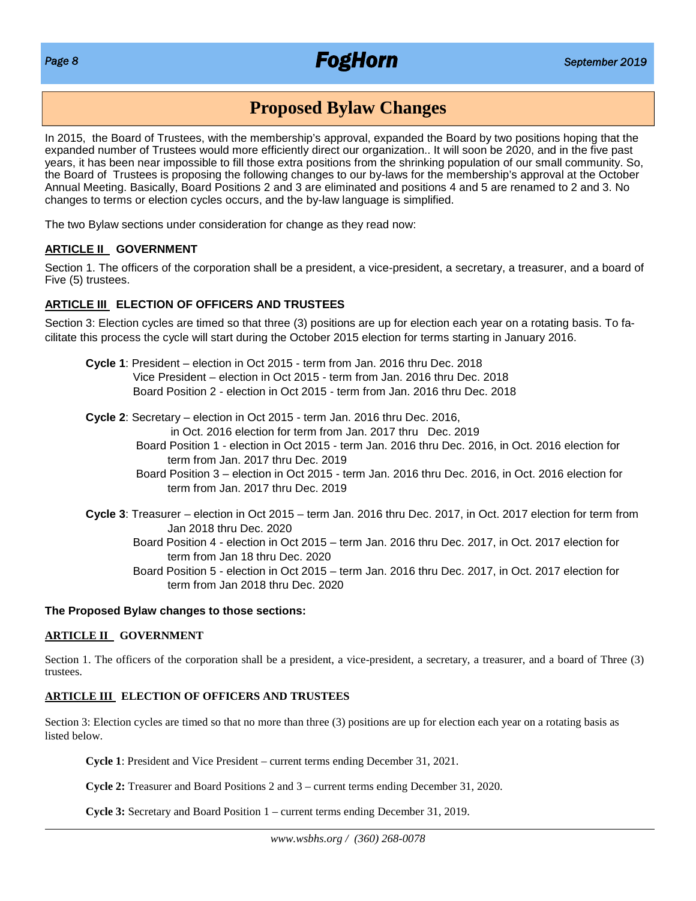# Proposed Bylaw Changes

In 2015, the Board of Trustees, with the membership's approval, expanded the Board by two positions hoping that the expanded number of Trustees would more efficiently direct our organization.. It will soon be 2020, and in the five past years, it has been near impossible to fill those extra positions from the shrinking population of our small community. So, the Board of Trustees is proposing the following changes to our by-laws for the membership's approval at the October Annual Meeting. Basically, Board Positions 2 and 3 are eliminated and positions 4 and 5 are renamed to 2 and 3. No changes to terms or election cycles occurs, and the by-law language is simplified.

The two Bylaw sections under consideration for change as they read now:

**ARTICLE II GOVERNMENT**

Section 1. The officers of the corporation shall be a president, a vice-president, a secretary, a treasurer, and a board of Five (5) trustees.

**ARTICLE III ELECTION OF OFFICERS AND TRUSTEES**

Section 3: Election cycles are timed so that three (3) positions are up for election each year on a rotating basis. To facilitate this process the cycle will start during the October 2015 election for terms starting in January 2016.

**Cycle 1**: President – election in Oct 2015 - term from Jan. 2016 thru Dec. 2018
Vice President – election in Oct 2015 - term from Jan. 2016 thru Dec. 2018
Board Position 2 - election in Oct 2015 - term from Jan. 2016 thru Dec. 2018

**Cycle 2**: Secretary – election in Oct 2015 - term Jan. 2016 thru Dec. 2016, in Oct. 2016 election for term from Jan. 2017 thru Dec. 2019
Board Position 1 - election in Oct 2015 - term Jan. 2016 thru Dec. 2016, in Oct. 2016 election for term from Jan. 2017 thru Dec. 2019
Board Position 3 – election in Oct 2015 - term Jan. 2016 thru Dec. 2016, in Oct. 2016 election for term from Jan. 2017 thru Dec. 2019

**Cycle 3**: Treasurer – election in Oct 2015 – term Jan. 2016 thru Dec. 2017, in Oct. 2017 election for term from Jan 2018 thru Dec. 2020
Board Position 4 - election in Oct 2015 – term Jan. 2016 thru Dec. 2017, in Oct. 2017 election for term from Jan 18 thru Dec. 2020
Board Position 5 - election in Oct 2015 – term Jan. 2016 thru Dec. 2017, in Oct. 2017 election for term from Jan 2018 thru Dec. 2020

**The Proposed Bylaw changes to those sections:**

**ARTICLE II GOVERNMENT**

Section 1. The officers of the corporation shall be a president, a vice-president, a secretary, a treasurer, and a board of Three (3) trustees.

**ARTICLE III ELECTION OF OFFICERS AND TRUSTEES**

Section 3: Election cycles are timed so that no more than three (3) positions are up for election each year on a rotating basis as listed below.

**Cycle 1**: President and Vice President – current terms ending December 31, 2021.

**Cycle 2:** Treasurer and Board Positions 2 and 3 – current terms ending December 31, 2020.

**Cycle 3:** Secretary and Board Position 1 – current terms ending December 31, 2019.

*www.wsbhs.org / (360) 268-0078*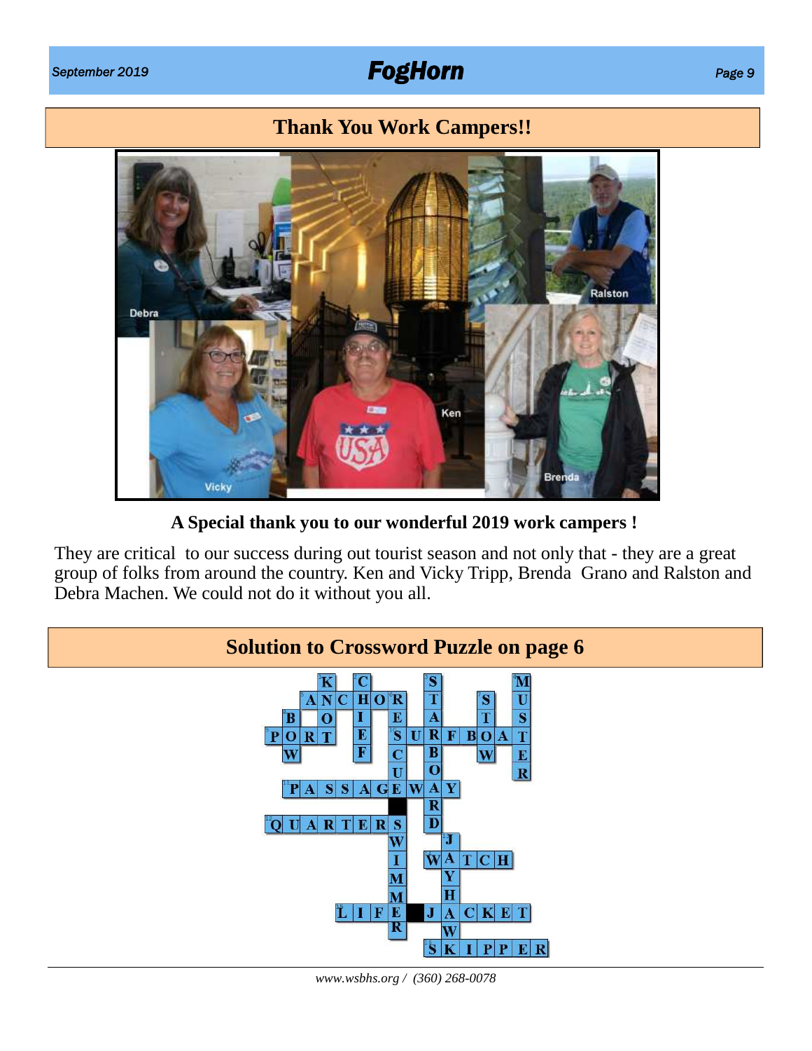## Thank You Work Campers!!

Debra

Ralston

Ken

Vicky

Brenda

**A Special thank you to our wonderful 2019 work campers !**

They are critical to our success during out tourist season and not only that - they are a great group of folks from around the country. Ken and Vicky Tripp, Brenda Grano and Ralston and Debra Machen. We could not do it without you all.

## Solution to Crossword Puzzle on page 6

Across: ANCHOR, PORT, SURFBOAT, PASSAGEWAY, QUARTERS, WATCH, LIFE JACKET, SKIPPER

Down: KNOT, CHIEF, STARBOARD, MUSTER, BOW, STOW, RESCUE SWIMMER, JAYHAWK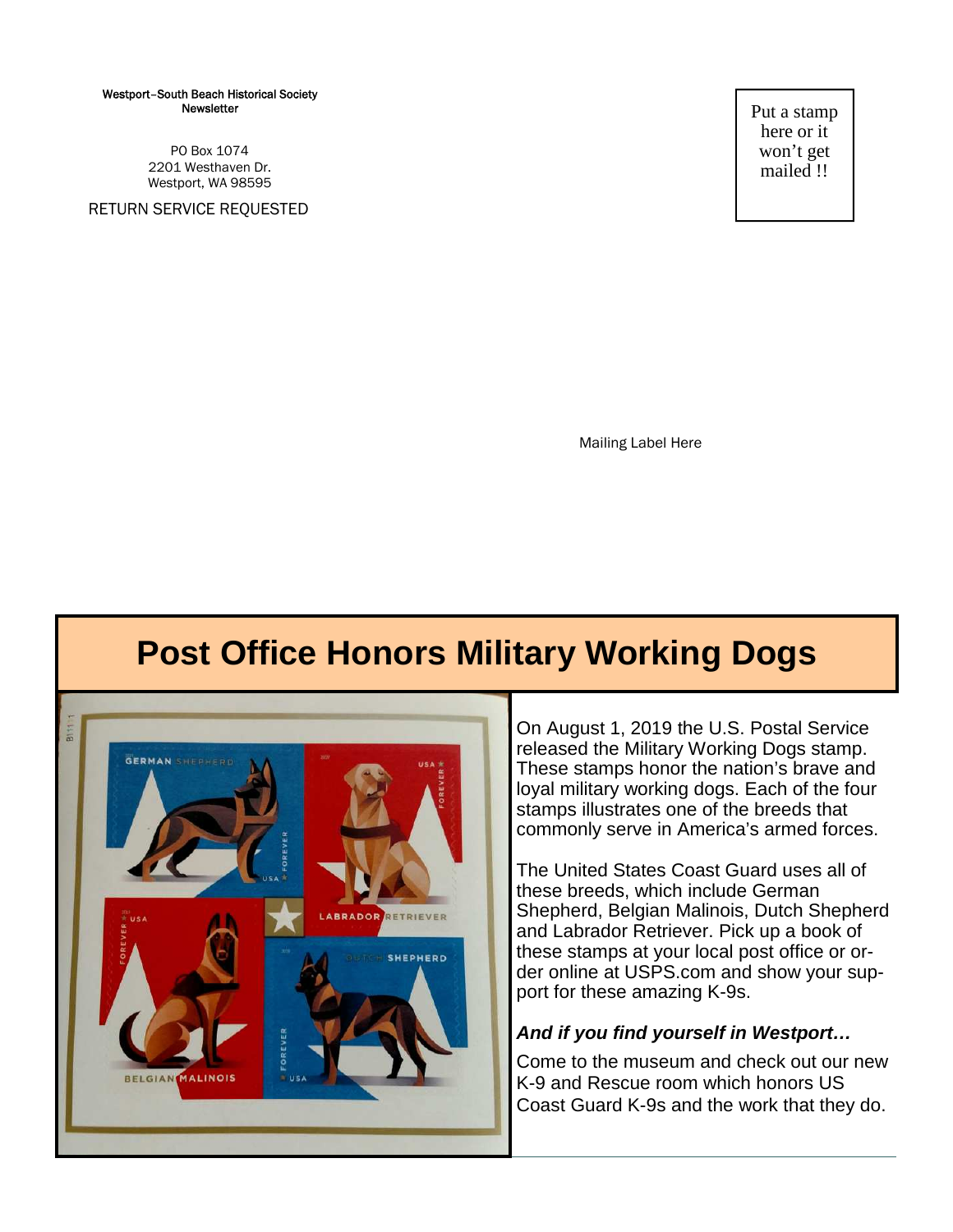Westport–South Beach Historical Society
Newsletter

PO Box 1074
2201 Westhaven Dr.
Westport, WA 98595

RETURN SERVICE REQUESTED

Put a stamp here or it won't get mailed !!

Mailing Label Here

# Post Office Honors Military Working Dogs

On August 1, 2019 the U.S. Postal Service released the Military Working Dogs stamp. These stamps honor the nation's brave and loyal military working dogs. Each of the four stamps illustrates one of the breeds that commonly serve in America's armed forces.

The United States Coast Guard uses all of these breeds, which include German Shepherd, Belgian Malinois, Dutch Shepherd and Labrador Retriever. Pick up a book of these stamps at your local post office or order online at USPS.com and show your support for these amazing K-9s.

***And if you find yourself in Westport…***

Come to the museum and check out our new K-9 and Rescue room which honors US Coast Guard K-9s and the work that they do.